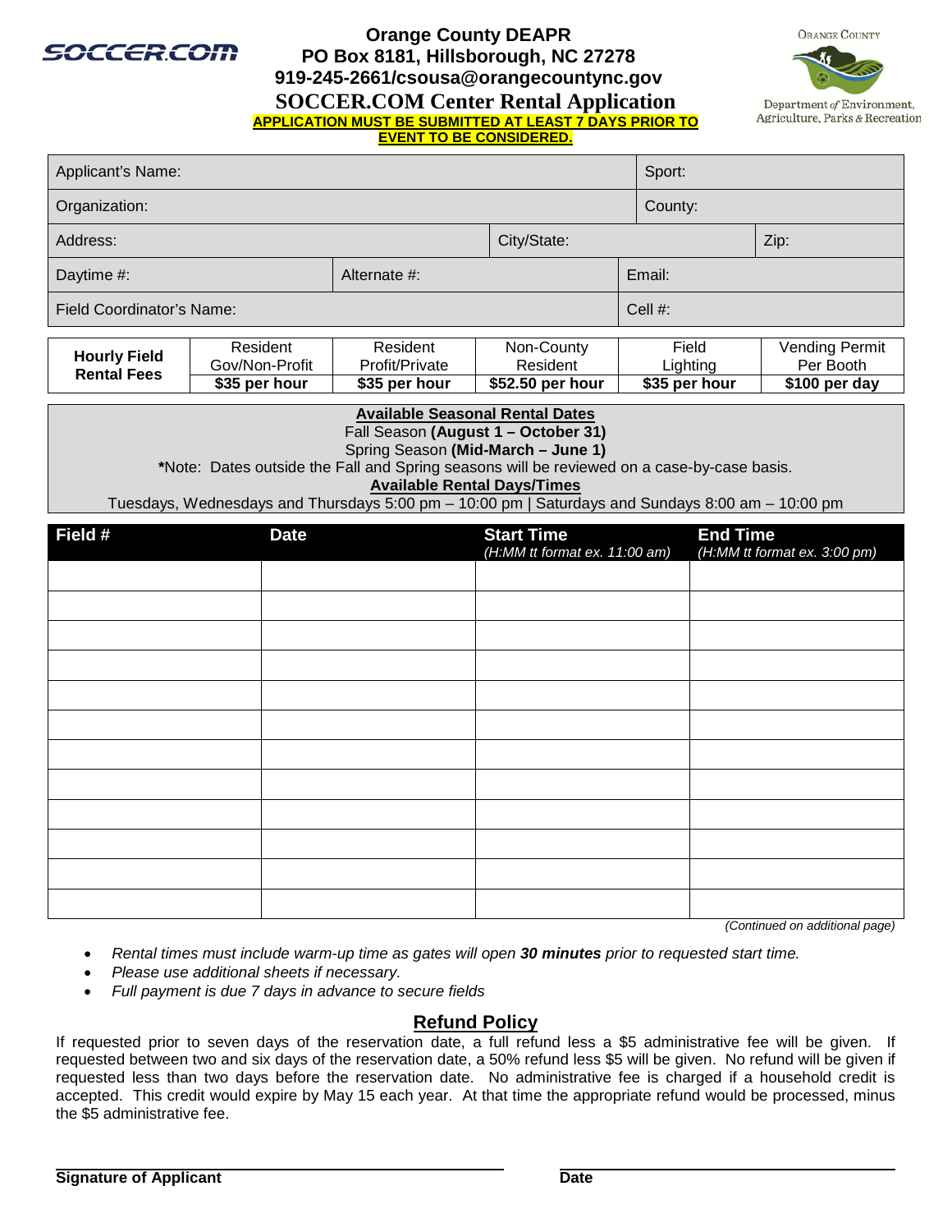SOCCER.COM

**Orange County DEAPR**
**PO Box 8181, Hillsborough, NC 27278**
**919-245-2661/csousa@orangecountync.gov**

# SOCCER.COM Center Rental Application

**APPLICATION MUST BE SUBMITTED AT LEAST 7 DAYS PRIOR TO EVENT TO BE CONSIDERED.**

ORANGE COUNTY
Department of Environment, Agriculture, Parks & Recreation

| | | | |
|---|---|---|---|
| Applicant's Name: | | Sport: | |
| Organization: | | County: | |
| Address: | City/State: | | Zip: |
| Daytime #: | Alternate #: | Email: | |
| Field Coordinator's Name: | | Cell #: | |

| **Hourly Field Rental Fees** | Resident Gov/Non-Profit | Resident Profit/Private | Non-County Resident | Field Lighting | Vending Permit Per Booth |
|---|---|---|---|---|---|
| | **$35 per hour** | **$35 per hour** | **$52.50 per hour** | **$35 per hour** | **$100 per day** |

**Available Seasonal Rental Dates**
Fall Season **(August 1 – October 31)**
Spring Season **(Mid-March – June 1)**
***Note:** Dates outside the Fall and Spring seasons will be reviewed on a case-by-case basis.
**Available Rental Days/Times**
Tuesdays, Wednesdays and Thursdays 5:00 pm – 10:00 pm | Saturdays and Sundays 8:00 am – 10:00 pm

| Field # | Date | Start Time *(H:MM tt format ex. 11:00 am)* | End Time *(H:MM tt format ex. 3:00 pm)* |
|---|---|---|---|
| | | | |
| | | | |
| | | | |
| | | | |
| | | | |
| | | | |
| | | | |
| | | | |
| | | | |
| | | | |
| | | | |
| | | | |

*(Continued on additional page)*

- *Rental times must include warm-up time as gates will open **30 minutes** prior to requested start time.*
- *Please use additional sheets if necessary.*
- *Full payment is due 7 days in advance to secure fields*

## Refund Policy

If requested prior to seven days of the reservation date, a full refund less a $5 administrative fee will be given. If requested between two and six days of the reservation date, a 50% refund less $5 will be given. No refund will be given if requested less than two days before the reservation date. No administrative fee is charged if a household credit is accepted. This credit would expire by May 15 each year. At that time the appropriate refund would be processed, minus the $5 administrative fee.

**Signature of Applicant** ______________________ **Date** ______________________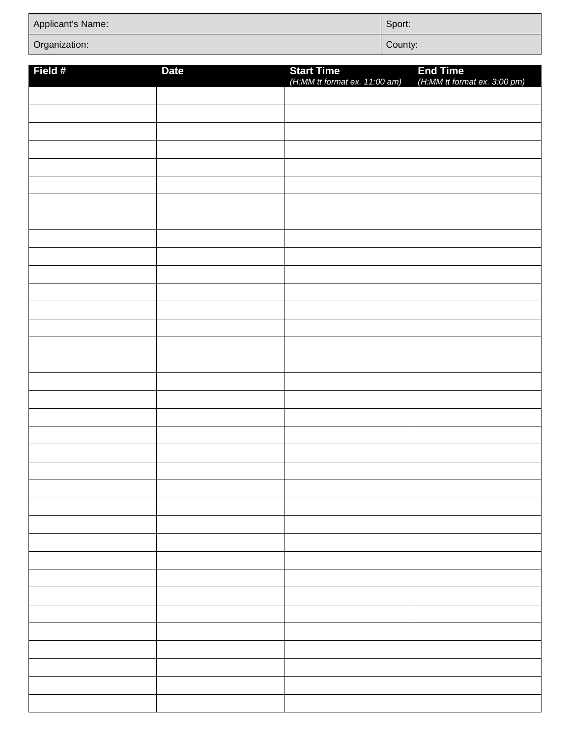| Applicant's Name: | Sport: |
|---|---|
| Organization: | County: |

| Field # | Date | Start Time *(H:MM tt format ex. 11:00 am)* | End Time *(H:MM tt format ex. 3:00 pm)* |
|---|---|---|---|
| | | | |
| | | | |
| | | | |
| | | | |
| | | | |
| | | | |
| | | | |
| | | | |
| | | | |
| | | | |
| | | | |
| | | | |
| | | | |
| | | | |
| | | | |
| | | | |
| | | | |
| | | | |
| | | | |
| | | | |
| | | | |
| | | | |
| | | | |
| | | | |
| | | | |
| | | | |
| | | | |
| | | | |
| | | | |
| | | | |
| | | | |
| | | | |
| | | | |
| | | | |
| | | | |